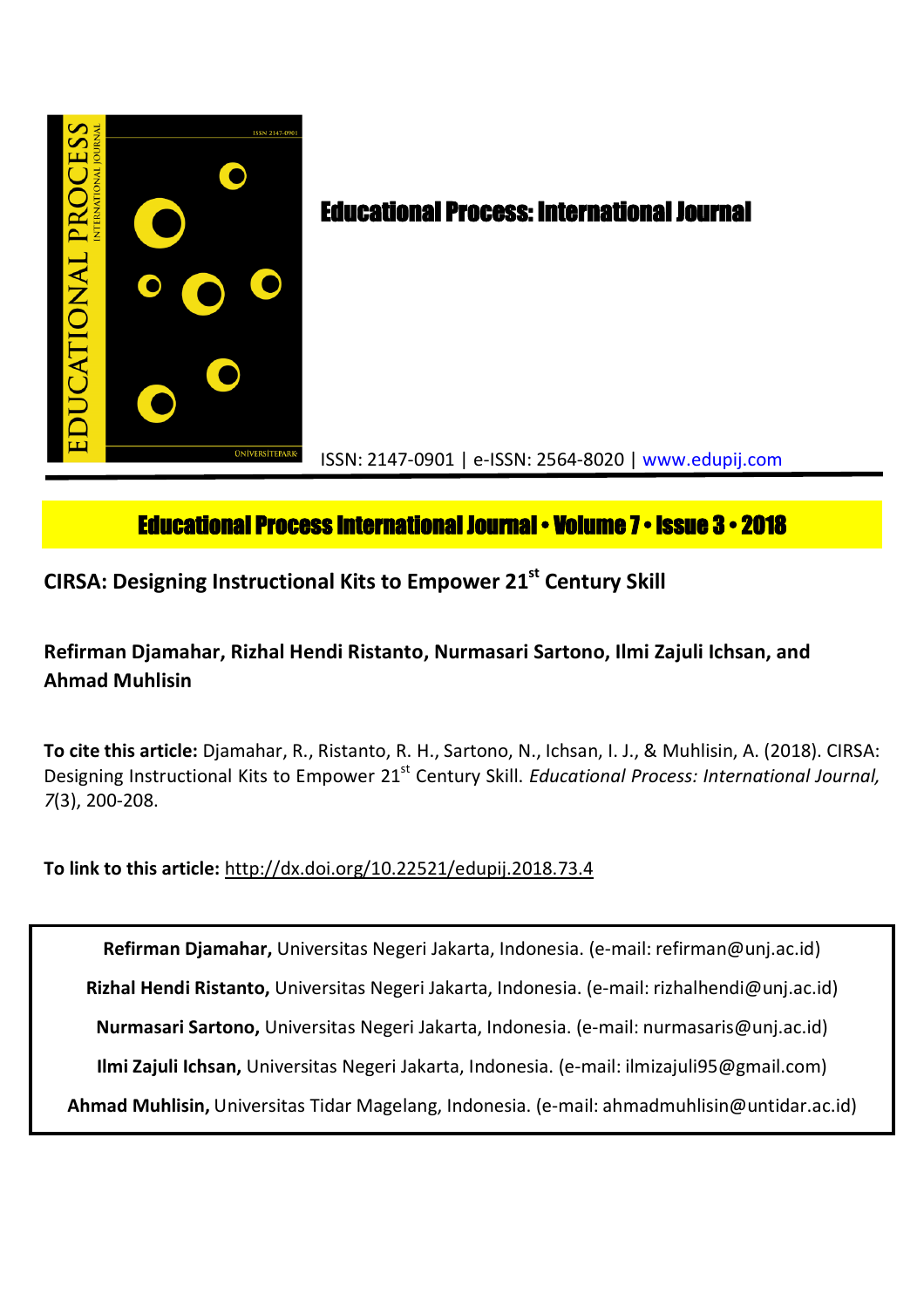# Educational Process: International Journal

ISSN: 2147-0901 | e-ISSN: 2564-8020 | www.edupij.com

**Educational Process International Journal • Volume 7 • Issue 3 • 2018**

## CIRSA: Designing Instructional Kits to Empower 21st Century Skill

**Refirman Djamahar, Rizhal Hendi Ristanto, Nurmasari Sartono, Ilmi Zajuli Ichsan, and Ahmad Muhlisin**

**To cite this article:** Djamahar, R., Ristanto, R. H., Sartono, N., Ichsan, I. J., & Muhlisin, A. (2018). CIRSA: Designing Instructional Kits to Empower 21st Century Skill. *Educational Process: International Journal, 7*(3), 200-208.

**To link to this article:** http://dx.doi.org/10.22521/edupij.2018.73.4

**Refirman Djamahar,** Universitas Negeri Jakarta, Indonesia. (e-mail: refirman@unj.ac.id)

**Rizhal Hendi Ristanto,** Universitas Negeri Jakarta, Indonesia. (e-mail: rizhalhendi@unj.ac.id)

**Nurmasari Sartono,** Universitas Negeri Jakarta, Indonesia. (e-mail: nurmasaris@unj.ac.id)

**Ilmi Zajuli Ichsan,** Universitas Negeri Jakarta, Indonesia. (e-mail: ilmizajuli95@gmail.com)

**Ahmad Muhlisin,** Universitas Tidar Magelang, Indonesia. (e-mail: ahmadmuhlisin@untidar.ac.id)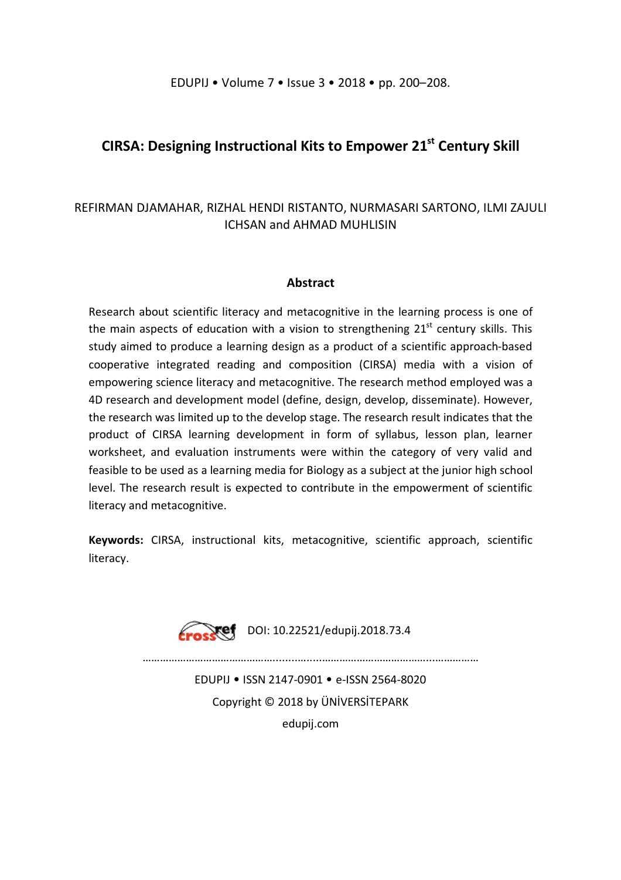# CIRSA: Designing Instructional Kits to Empower 21st Century Skill

REFIRMAN DJAMAHAR, RIZHAL HENDI RISTANTO, NURMASARI SARTONO, ILMI ZAJULI ICHSAN and AHMAD MUHLISIN

## Abstract

Research about scientific literacy and metacognitive in the learning process is one of the main aspects of education with a vision to strengthening 21st century skills. This study aimed to produce a learning design as a product of a scientific approach-based cooperative integrated reading and composition (CIRSA) media with a vision of empowering science literacy and metacognitive. The research method employed was a 4D research and development model (define, design, develop, disseminate). However, the research was limited up to the develop stage. The research result indicates that the product of CIRSA learning development in form of syllabus, lesson plan, learner worksheet, and evaluation instruments were within the category of very valid and feasible to be used as a learning media for Biology as a subject at the junior high school level. The research result is expected to contribute in the empowerment of scientific literacy and metacognitive.

**Keywords:** CIRSA, instructional kits, metacognitive, scientific approach, scientific literacy.

DOI: 10.22521/edupij.2018.73.4

EDUPIJ • ISSN 2147-0901 • e-ISSN 2564-8020

Copyright © 2018 by ÜNİVERSİTEPARK

edupij.com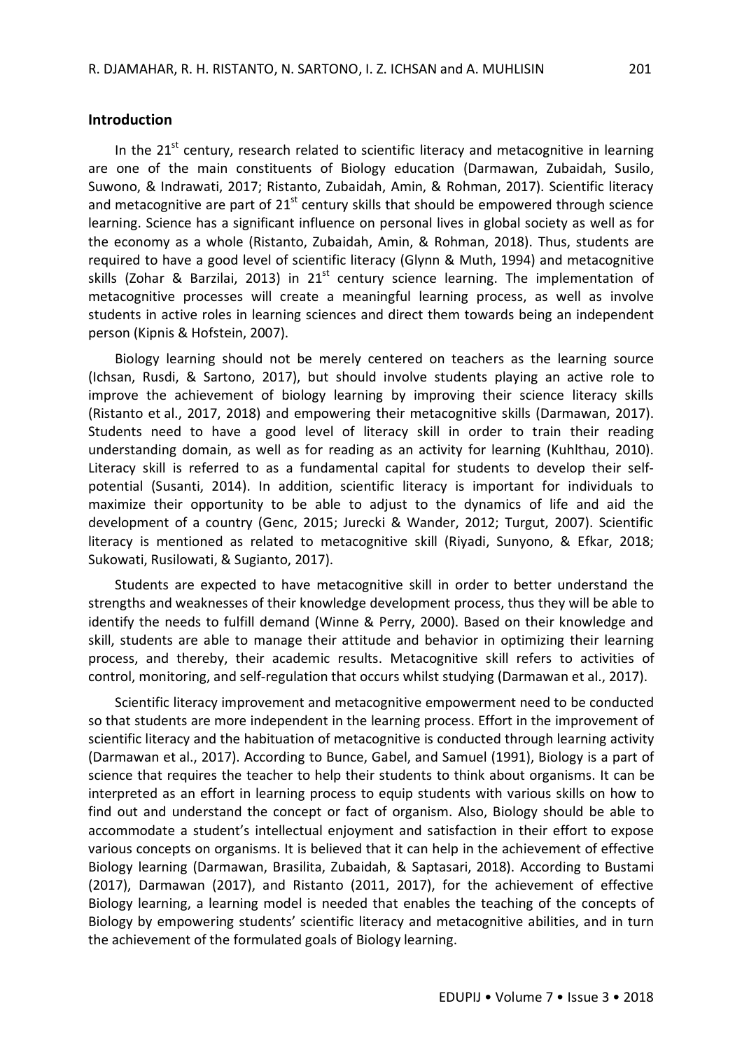## Introduction

In the 21$^{st}$ century, research related to scientific literacy and metacognitive in learning are one of the main constituents of Biology education (Darmawan, Zubaidah, Susilo, Suwono, & Indrawati, 2017; Ristanto, Zubaidah, Amin, & Rohman, 2017). Scientific literacy and metacognitive are part of 21$^{st}$ century skills that should be empowered through science learning. Science has a significant influence on personal lives in global society as well as for the economy as a whole (Ristanto, Zubaidah, Amin, & Rohman, 2018). Thus, students are required to have a good level of scientific literacy (Glynn & Muth, 1994) and metacognitive skills (Zohar & Barzilai, 2013) in 21$^{st}$ century science learning. The implementation of metacognitive processes will create a meaningful learning process, as well as involve students in active roles in learning sciences and direct them towards being an independent person (Kipnis & Hofstein, 2007).

Biology learning should not be merely centered on teachers as the learning source (Ichsan, Rusdi, & Sartono, 2017), but should involve students playing an active role to improve the achievement of biology learning by improving their science literacy skills (Ristanto et al., 2017, 2018) and empowering their metacognitive skills (Darmawan, 2017). Students need to have a good level of literacy skill in order to train their reading understanding domain, as well as for reading as an activity for learning (Kuhlthau, 2010). Literacy skill is referred to as a fundamental capital for students to develop their self-potential (Susanti, 2014). In addition, scientific literacy is important for individuals to maximize their opportunity to be able to adjust to the dynamics of life and aid the development of a country (Genc, 2015; Jurecki & Wander, 2012; Turgut, 2007). Scientific literacy is mentioned as related to metacognitive skill (Riyadi, Sunyono, & Efkar, 2018; Sukowati, Rusilowati, & Sugianto, 2017).

Students are expected to have metacognitive skill in order to better understand the strengths and weaknesses of their knowledge development process, thus they will be able to identify the needs to fulfill demand (Winne & Perry, 2000). Based on their knowledge and skill, students are able to manage their attitude and behavior in optimizing their learning process, and thereby, their academic results. Metacognitive skill refers to activities of control, monitoring, and self-regulation that occurs whilst studying (Darmawan et al., 2017).

Scientific literacy improvement and metacognitive empowerment need to be conducted so that students are more independent in the learning process. Effort in the improvement of scientific literacy and the habituation of metacognitive is conducted through learning activity (Darmawan et al., 2017). According to Bunce, Gabel, and Samuel (1991), Biology is a part of science that requires the teacher to help their students to think about organisms. It can be interpreted as an effort in learning process to equip students with various skills on how to find out and understand the concept or fact of organism. Also, Biology should be able to accommodate a student's intellectual enjoyment and satisfaction in their effort to expose various concepts on organisms. It is believed that it can help in the achievement of effective Biology learning (Darmawan, Brasilita, Zubaidah, & Saptasari, 2018). According to Bustami (2017), Darmawan (2017), and Ristanto (2011, 2017), for the achievement of effective Biology learning, a learning model is needed that enables the teaching of the concepts of Biology by empowering students' scientific literacy and metacognitive abilities, and in turn the achievement of the formulated goals of Biology learning.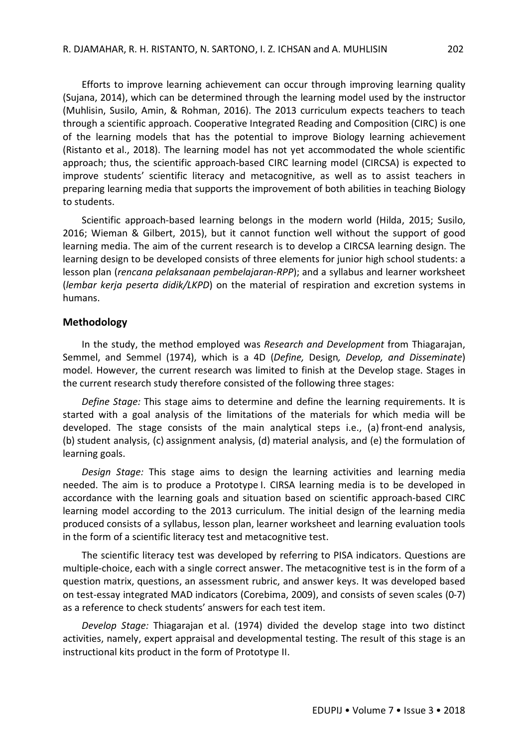Efforts to improve learning achievement can occur through improving learning quality (Sujana, 2014), which can be determined through the learning model used by the instructor (Muhlisin, Susilo, Amin, & Rohman, 2016). The 2013 curriculum expects teachers to teach through a scientific approach. Cooperative Integrated Reading and Composition (CIRC) is one of the learning models that has the potential to improve Biology learning achievement (Ristanto et al., 2018). The learning model has not yet accommodated the whole scientific approach; thus, the scientific approach-based CIRC learning model (CIRCSA) is expected to improve students' scientific literacy and metacognitive, as well as to assist teachers in preparing learning media that supports the improvement of both abilities in teaching Biology to students.

Scientific approach-based learning belongs in the modern world (Hilda, 2015; Susilo, 2016; Wieman & Gilbert, 2015), but it cannot function well without the support of good learning media. The aim of the current research is to develop a CIRCSA learning design. The learning design to be developed consists of three elements for junior high school students: a lesson plan (*rencana pelaksanaan pembelajaran-RPP*); and a syllabus and learner worksheet (*lembar kerja peserta didik/LKPD*) on the material of respiration and excretion systems in humans.

## Methodology

In the study, the method employed was *Research and Development* from Thiagarajan, Semmel, and Semmel (1974), which is a 4D (*Define,* Design*, Develop, and Disseminate*) model. However, the current research was limited to finish at the Develop stage. Stages in the current research study therefore consisted of the following three stages:

*Define Stage:* This stage aims to determine and define the learning requirements. It is started with a goal analysis of the limitations of the materials for which media will be developed. The stage consists of the main analytical steps i.e., (a) front-end analysis, (b) student analysis, (c) assignment analysis, (d) material analysis, and (e) the formulation of learning goals.

*Design Stage:* This stage aims to design the learning activities and learning media needed. The aim is to produce a Prototype I. CIRSA learning media is to be developed in accordance with the learning goals and situation based on scientific approach-based CIRC learning model according to the 2013 curriculum. The initial design of the learning media produced consists of a syllabus, lesson plan, learner worksheet and learning evaluation tools in the form of a scientific literacy test and metacognitive test.

The scientific literacy test was developed by referring to PISA indicators. Questions are multiple-choice, each with a single correct answer. The metacognitive test is in the form of a question matrix, questions, an assessment rubric, and answer keys. It was developed based on test-essay integrated MAD indicators (Corebima, 2009), and consists of seven scales (0-7) as a reference to check students' answers for each test item.

*Develop Stage:* Thiagarajan et al. (1974) divided the develop stage into two distinct activities, namely, expert appraisal and developmental testing. The result of this stage is an instructional kits product in the form of Prototype II.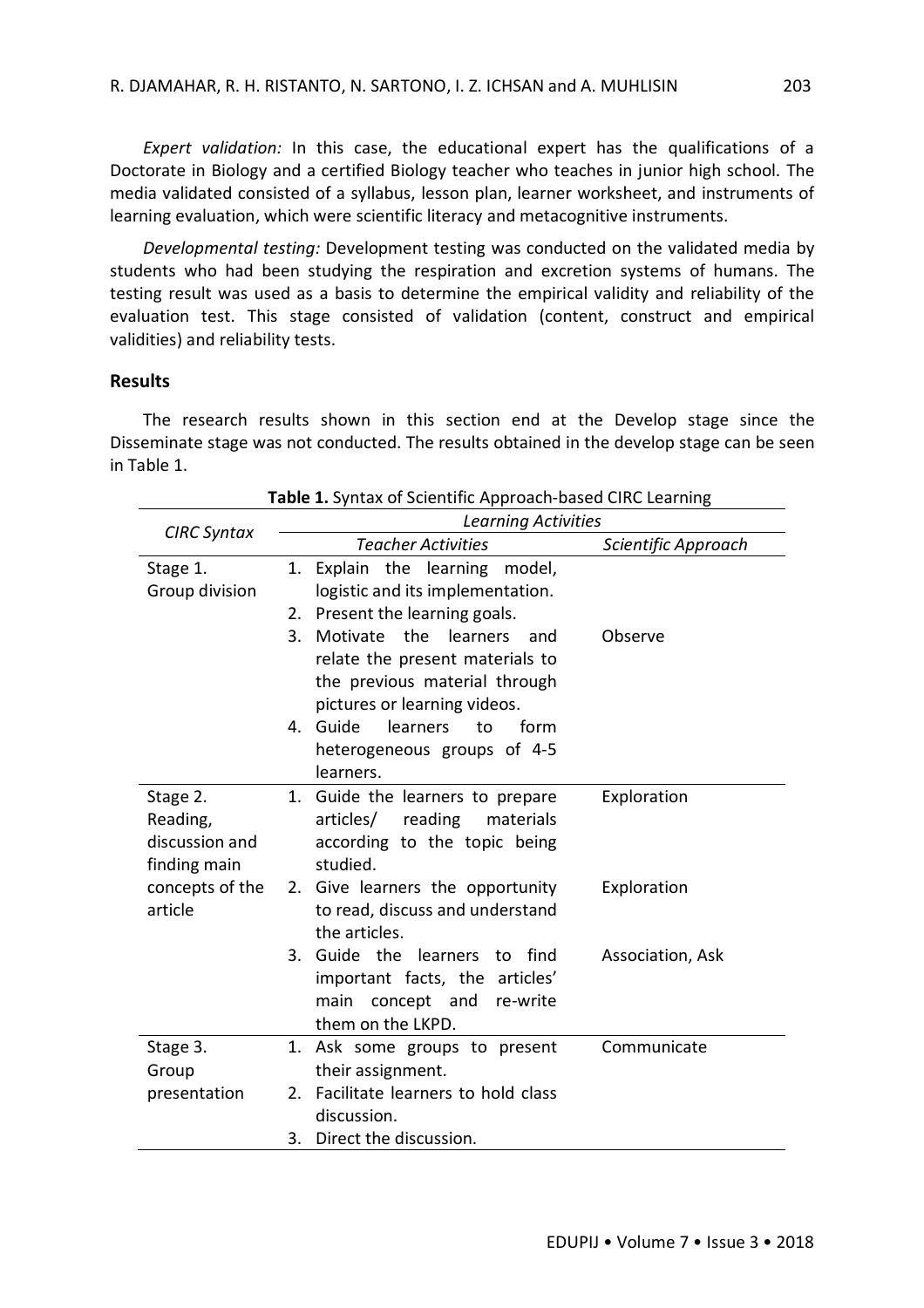*Expert validation:* In this case, the educational expert has the qualifications of a Doctorate in Biology and a certified Biology teacher who teaches in junior high school. The media validated consisted of a syllabus, lesson plan, learner worksheet, and instruments of learning evaluation, which were scientific literacy and metacognitive instruments.

*Developmental testing:* Development testing was conducted on the validated media by students who had been studying the respiration and excretion systems of humans. The testing result was used as a basis to determine the empirical validity and reliability of the evaluation test. This stage consisted of validation (content, construct and empirical validities) and reliability tests.

## Results

The research results shown in this section end at the Develop stage since the Disseminate stage was not conducted. The results obtained in the develop stage can be seen in Table 1.

**Table 1.** Syntax of Scientific Approach-based CIRC Learning

| *CIRC Syntax* | *Learning Activities* | |
|---|---|---|
| | *Teacher Activities* | *Scientific Approach* |
| Stage 1. Group division | 1. Explain the learning model, logistic and its implementation. | |
| | 2. Present the learning goals. | |
| | 3. Motivate the learners and relate the present materials to the previous material through pictures or learning videos. | Observe |
| | 4. Guide learners to form heterogeneous groups of 4-5 learners. | |
| Stage 2. Reading, discussion and finding main concepts of the article | 1. Guide the learners to prepare articles/ reading materials according to the topic being studied. | Exploration |
| | 2. Give learners the opportunity to read, discuss and understand the articles. | Exploration |
| | 3. Guide the learners to find important facts, the articles' main concept and re-write them on the LKPD. | Association, Ask |
| Stage 3. Group presentation | 1. Ask some groups to present their assignment. | Communicate |
| | 2. Facilitate learners to hold class discussion. | |
| | 3. Direct the discussion. | |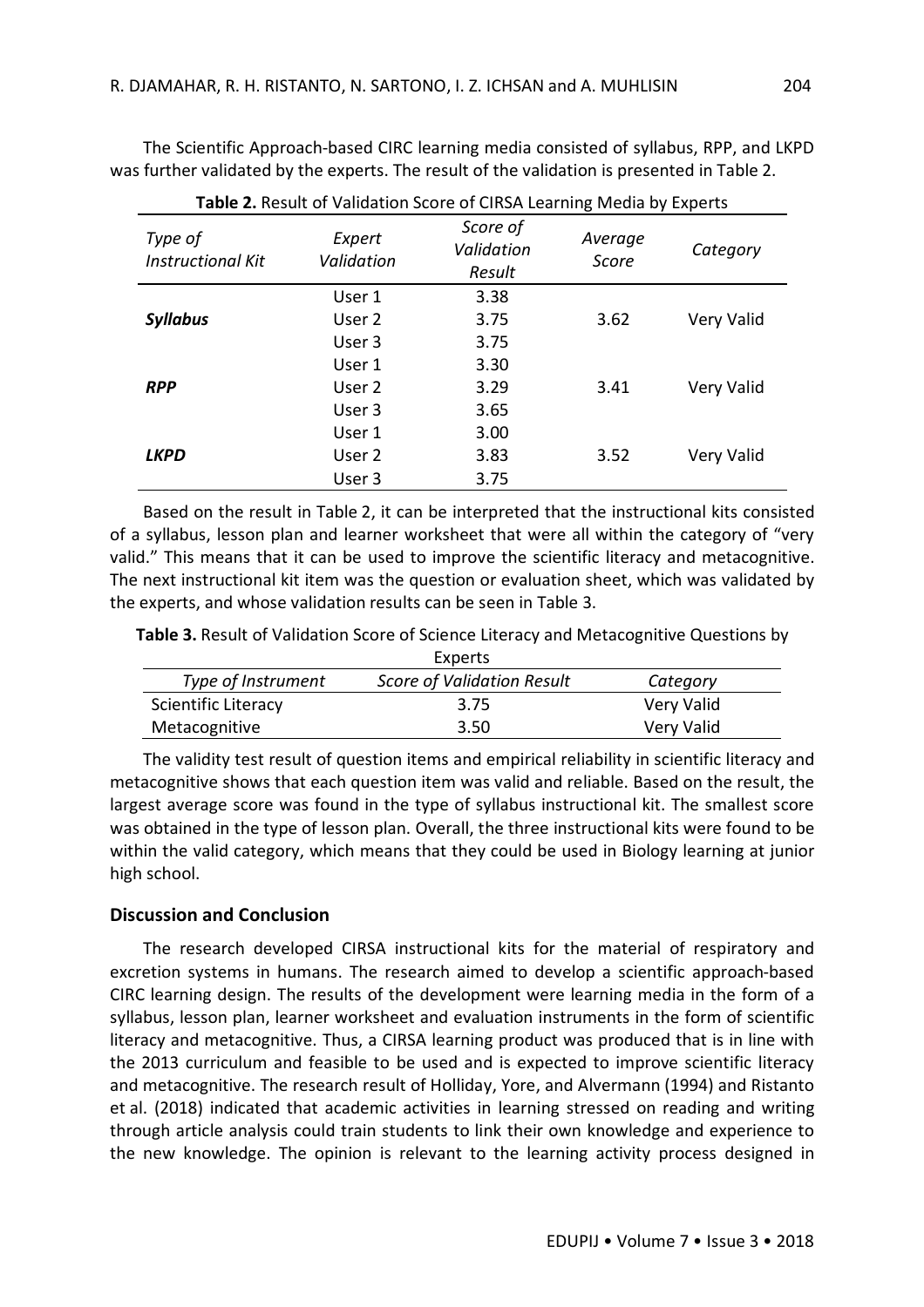The Scientific Approach-based CIRC learning media consisted of syllabus, RPP, and LKPD was further validated by the experts. The result of the validation is presented in Table 2.

**Table 2.** Result of Validation Score of CIRSA Learning Media by Experts

| *Type of Instructional Kit* | *Expert Validation* | *Score of Validation Result* | *Average Score* | *Category* |
|---|---|---|---|---|
| ***Syllabus*** | User 1 | 3.38 | 3.62 | Very Valid |
| | User 2 | 3.75 | | |
| | User 3 | 3.75 | | |
| ***RPP*** | User 1 | 3.30 | 3.41 | Very Valid |
| | User 2 | 3.29 | | |
| | User 3 | 3.65 | | |
| ***LKPD*** | User 1 | 3.00 | 3.52 | Very Valid |
| | User 2 | 3.83 | | |
| | User 3 | 3.75 | | |

Based on the result in Table 2, it can be interpreted that the instructional kits consisted of a syllabus, lesson plan and learner worksheet that were all within the category of "very valid." This means that it can be used to improve the scientific literacy and metacognitive. The next instructional kit item was the question or evaluation sheet, which was validated by the experts, and whose validation results can be seen in Table 3.

**Table 3.** Result of Validation Score of Science Literacy and Metacognitive Questions by Experts

| *Type of Instrument* | *Score of Validation Result* | *Category* |
|---|---|---|
| Scientific Literacy | 3.75 | Very Valid |
| Metacognitive | 3.50 | Very Valid |

The validity test result of question items and empirical reliability in scientific literacy and metacognitive shows that each question item was valid and reliable. Based on the result, the largest average score was found in the type of syllabus instructional kit. The smallest score was obtained in the type of lesson plan. Overall, the three instructional kits were found to be within the valid category, which means that they could be used in Biology learning at junior high school.

## Discussion and Conclusion

The research developed CIRSA instructional kits for the material of respiratory and excretion systems in humans. The research aimed to develop a scientific approach-based CIRC learning design. The results of the development were learning media in the form of a syllabus, lesson plan, learner worksheet and evaluation instruments in the form of scientific literacy and metacognitive. Thus, a CIRSA learning product was produced that is in line with the 2013 curriculum and feasible to be used and is expected to improve scientific literacy and metacognitive. The research result of Holliday, Yore, and Alvermann (1994) and Ristanto et al. (2018) indicated that academic activities in learning stressed on reading and writing through article analysis could train students to link their own knowledge and experience to the new knowledge. The opinion is relevant to the learning activity process designed in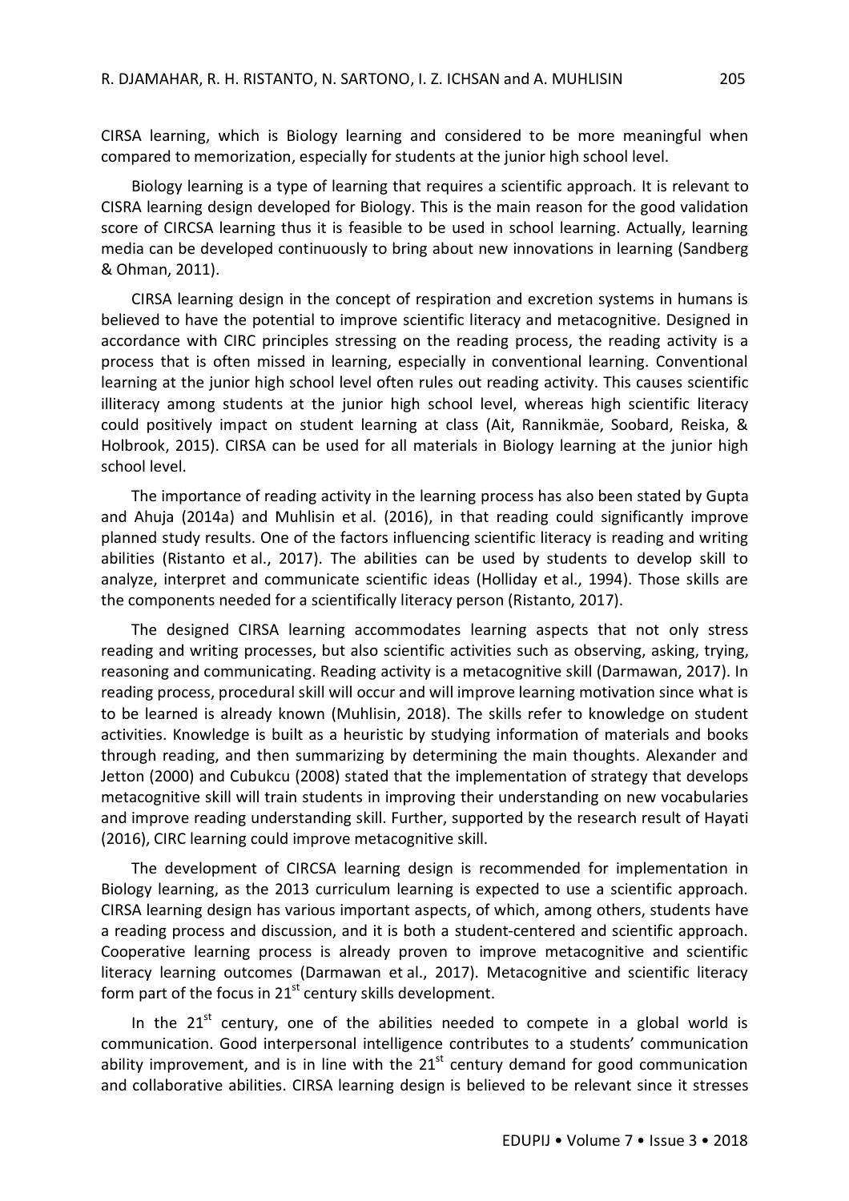CIRSA learning, which is Biology learning and considered to be more meaningful when compared to memorization, especially for students at the junior high school level.

Biology learning is a type of learning that requires a scientific approach. It is relevant to CISRA learning design developed for Biology. This is the main reason for the good validation score of CIRCSA learning thus it is feasible to be used in school learning. Actually, learning media can be developed continuously to bring about new innovations in learning (Sandberg & Ohman, 2011).

CIRSA learning design in the concept of respiration and excretion systems in humans is believed to have the potential to improve scientific literacy and metacognitive. Designed in accordance with CIRC principles stressing on the reading process, the reading activity is a process that is often missed in learning, especially in conventional learning. Conventional learning at the junior high school level often rules out reading activity. This causes scientific illiteracy among students at the junior high school level, whereas high scientific literacy could positively impact on student learning at class (Ait, Rannikmäe, Soobard, Reiska, & Holbrook, 2015). CIRSA can be used for all materials in Biology learning at the junior high school level.

The importance of reading activity in the learning process has also been stated by Gupta and Ahuja (2014a) and Muhlisin et al. (2016), in that reading could significantly improve planned study results. One of the factors influencing scientific literacy is reading and writing abilities (Ristanto et al., 2017). The abilities can be used by students to develop skill to analyze, interpret and communicate scientific ideas (Holliday et al., 1994). Those skills are the components needed for a scientifically literacy person (Ristanto, 2017).

The designed CIRSA learning accommodates learning aspects that not only stress reading and writing processes, but also scientific activities such as observing, asking, trying, reasoning and communicating. Reading activity is a metacognitive skill (Darmawan, 2017). In reading process, procedural skill will occur and will improve learning motivation since what is to be learned is already known (Muhlisin, 2018). The skills refer to knowledge on student activities. Knowledge is built as a heuristic by studying information of materials and books through reading, and then summarizing by determining the main thoughts. Alexander and Jetton (2000) and Cubukcu (2008) stated that the implementation of strategy that develops metacognitive skill will train students in improving their understanding on new vocabularies and improve reading understanding skill. Further, supported by the research result of Hayati (2016), CIRC learning could improve metacognitive skill.

The development of CIRCSA learning design is recommended for implementation in Biology learning, as the 2013 curriculum learning is expected to use a scientific approach. CIRSA learning design has various important aspects, of which, among others, students have a reading process and discussion, and it is both a student-centered and scientific approach. Cooperative learning process is already proven to improve metacognitive and scientific literacy learning outcomes (Darmawan et al., 2017). Metacognitive and scientific literacy form part of the focus in 21st century skills development.

In the 21st century, one of the abilities needed to compete in a global world is communication. Good interpersonal intelligence contributes to a students' communication ability improvement, and is in line with the 21st century demand for good communication and collaborative abilities. CIRSA learning design is believed to be relevant since it stresses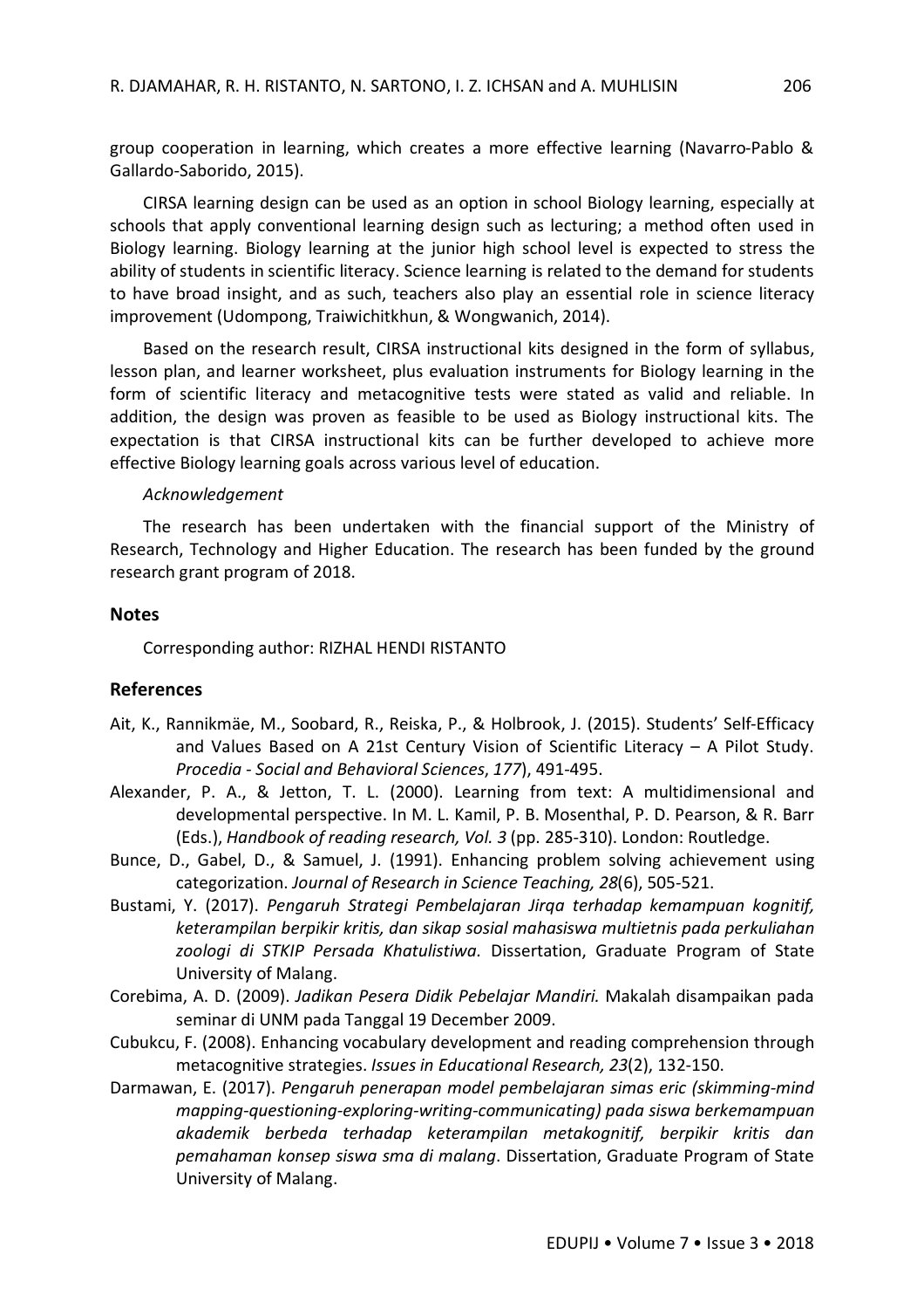group cooperation in learning, which creates a more effective learning (Navarro-Pablo & Gallardo-Saborido, 2015).

CIRSA learning design can be used as an option in school Biology learning, especially at schools that apply conventional learning design such as lecturing; a method often used in Biology learning. Biology learning at the junior high school level is expected to stress the ability of students in scientific literacy. Science learning is related to the demand for students to have broad insight, and as such, teachers also play an essential role in science literacy improvement (Udompong, Traiwichitkhun, & Wongwanich, 2014).

Based on the research result, CIRSA instructional kits designed in the form of syllabus, lesson plan, and learner worksheet, plus evaluation instruments for Biology learning in the form of scientific literacy and metacognitive tests were stated as valid and reliable. In addition, the design was proven as feasible to be used as Biology instructional kits. The expectation is that CIRSA instructional kits can be further developed to achieve more effective Biology learning goals across various level of education.

*Acknowledgement*

The research has been undertaken with the financial support of the Ministry of Research, Technology and Higher Education. The research has been funded by the ground research grant program of 2018.

## Notes

Corresponding author: RIZHAL HENDI RISTANTO

## References

Ait, K., Rannikmäe, M., Soobard, R., Reiska, P., & Holbrook, J. (2015). Students' Self-Efficacy and Values Based on A 21st Century Vision of Scientific Literacy – A Pilot Study. *Procedia - Social and Behavioral Sciences*, *177*), 491-495.

Alexander, P. A., & Jetton, T. L. (2000). Learning from text: A multidimensional and developmental perspective. In M. L. Kamil, P. B. Mosenthal, P. D. Pearson, & R. Barr (Eds.), *Handbook of reading research, Vol. 3* (pp. 285-310). London: Routledge.

Bunce, D., Gabel, D., & Samuel, J. (1991). Enhancing problem solving achievement using categorization. *Journal of Research in Science Teaching, 28*(6), 505-521.

Bustami, Y. (2017). *Pengaruh Strategi Pembelajaran Jirqa terhadap kemampuan kognitif, keterampilan berpikir kritis, dan sikap sosial mahasiswa multietnis pada perkuliahan zoologi di STKIP Persada Khatulistiwa.* Dissertation, Graduate Program of State University of Malang.

Corebima, A. D. (2009). *Jadikan Pesera Didik Pebelajar Mandiri.* Makalah disampaikan pada seminar di UNM pada Tanggal 19 December 2009.

Cubukcu, F. (2008). Enhancing vocabulary development and reading comprehension through metacognitive strategies. *Issues in Educational Research, 23*(2), 132-150.

Darmawan, E. (2017). *Pengaruh penerapan model pembelajaran simas eric (skimming-mind mapping-questioning-exploring-writing-communicating) pada siswa berkemampuan akademik berbeda terhadap keterampilan metakognitif, berpikir kritis dan pemahaman konsep siswa sma di malang*. Dissertation, Graduate Program of State University of Malang.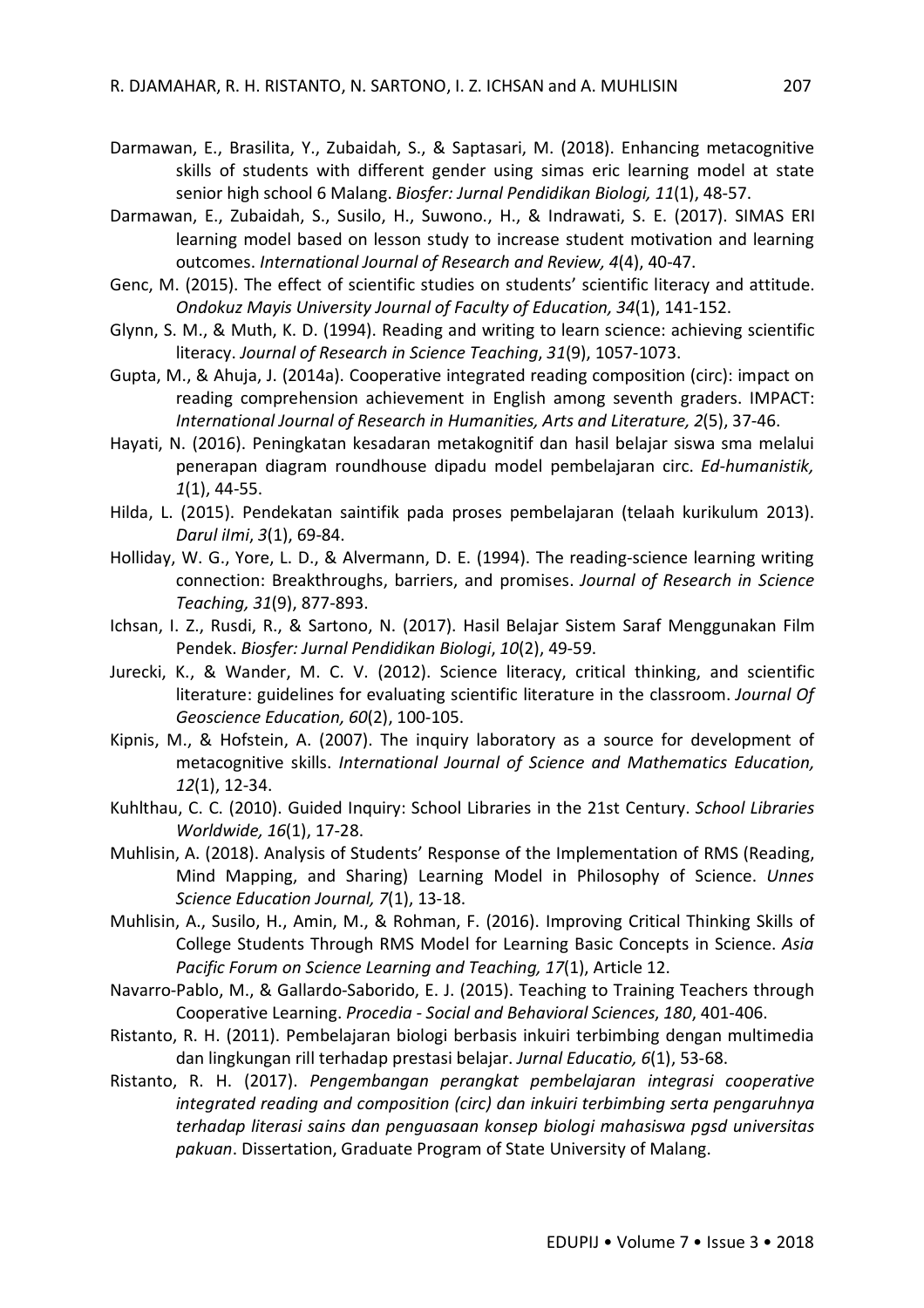Darmawan, E., Brasilita, Y., Zubaidah, S., & Saptasari, M. (2018). Enhancing metacognitive skills of students with different gender using simas eric learning model at state senior high school 6 Malang. *Biosfer: Jurnal Pendidikan Biologi, 11*(1), 48-57.

Darmawan, E., Zubaidah, S., Susilo, H., Suwono., H., & Indrawati, S. E. (2017). SIMAS ERI learning model based on lesson study to increase student motivation and learning outcomes. *International Journal of Research and Review, 4*(4), 40-47.

Genc, M. (2015). The effect of scientific studies on students' scientific literacy and attitude. *Ondokuz Mayis University Journal of Faculty of Education, 34*(1), 141-152.

Glynn, S. M., & Muth, K. D. (1994). Reading and writing to learn science: achieving scientific literacy. *Journal of Research in Science Teaching*, *31*(9), 1057-1073.

Gupta, M., & Ahuja, J. (2014a). Cooperative integrated reading composition (circ): impact on reading comprehension achievement in English among seventh graders. IMPACT: *International Journal of Research in Humanities, Arts and Literature, 2*(5), 37-46.

Hayati, N. (2016). Peningkatan kesadaran metakognitif dan hasil belajar siswa sma melalui penerapan diagram roundhouse dipadu model pembelajaran circ. *Ed-humanistik, 1*(1), 44-55.

Hilda, L. (2015). Pendekatan saintifik pada proses pembelajaran (telaah kurikulum 2013). *Darul ilmi*, *3*(1), 69-84.

Holliday, W. G., Yore, L. D., & Alvermann, D. E. (1994). The reading-science learning writing connection: Breakthroughs, barriers, and promises. *Journal of Research in Science Teaching, 31*(9), 877-893.

Ichsan, I. Z., Rusdi, R., & Sartono, N. (2017). Hasil Belajar Sistem Saraf Menggunakan Film Pendek. *Biosfer: Jurnal Pendidikan Biologi*, *10*(2), 49-59.

Jurecki, K., & Wander, M. C. V. (2012). Science literacy, critical thinking, and scientific literature: guidelines for evaluating scientific literature in the classroom. *Journal Of Geoscience Education, 60*(2), 100-105.

Kipnis, M., & Hofstein, A. (2007). The inquiry laboratory as a source for development of metacognitive skills. *International Journal of Science and Mathematics Education, 12*(1), 12-34.

Kuhlthau, C. C. (2010). Guided Inquiry: School Libraries in the 21st Century. *School Libraries Worldwide, 16*(1), 17-28.

Muhlisin, A. (2018). Analysis of Students' Response of the Implementation of RMS (Reading, Mind Mapping, and Sharing) Learning Model in Philosophy of Science. *Unnes Science Education Journal, 7*(1), 13-18.

Muhlisin, A., Susilo, H., Amin, M., & Rohman, F. (2016). Improving Critical Thinking Skills of College Students Through RMS Model for Learning Basic Concepts in Science. *Asia Pacific Forum on Science Learning and Teaching, 17*(1), Article 12.

Navarro-Pablo, M., & Gallardo-Saborido, E. J. (2015). Teaching to Training Teachers through Cooperative Learning. *Procedia - Social and Behavioral Sciences*, *180*, 401-406.

Ristanto, R. H. (2011). Pembelajaran biologi berbasis inkuiri terbimbing dengan multimedia dan lingkungan rill terhadap prestasi belajar. *Jurnal Educatio, 6*(1), 53-68.

Ristanto, R. H. (2017). *Pengembangan perangkat pembelajaran integrasi cooperative integrated reading and composition (circ) dan inkuiri terbimbing serta pengaruhnya terhadap literasi sains dan penguasaan konsep biologi mahasiswa pgsd universitas pakuan*. Dissertation, Graduate Program of State University of Malang.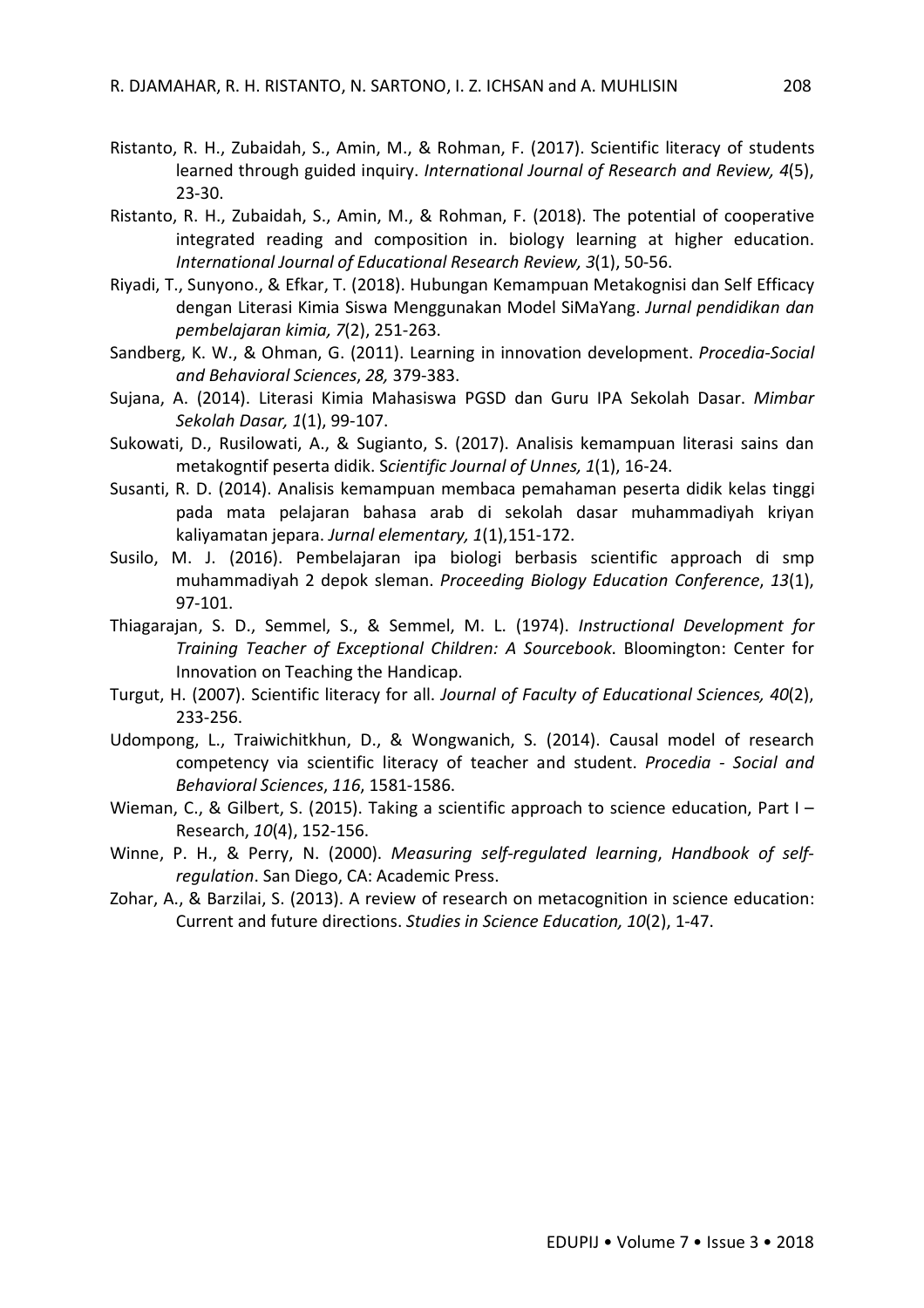Ristanto, R. H., Zubaidah, S., Amin, M., & Rohman, F. (2017). Scientific literacy of students learned through guided inquiry. *International Journal of Research and Review, 4*(5), 23-30.

Ristanto, R. H., Zubaidah, S., Amin, M., & Rohman, F. (2018). The potential of cooperative integrated reading and composition in. biology learning at higher education. *International Journal of Educational Research Review, 3*(1), 50-56.

Riyadi, T., Sunyono., & Efkar, T. (2018). Hubungan Kemampuan Metakognisi dan Self Efficacy dengan Literasi Kimia Siswa Menggunakan Model SiMaYang. *Jurnal pendidikan dan pembelajaran kimia, 7*(2), 251-263.

Sandberg, K. W., & Ohman, G. (2011). Learning in innovation development. *Procedia-Social and Behavioral Sciences*, *28,* 379-383.

Sujana, A. (2014). Literasi Kimia Mahasiswa PGSD dan Guru IPA Sekolah Dasar. *Mimbar Sekolah Dasar, 1*(1), 99-107.

Sukowati, D., Rusilowati, A., & Sugianto, S. (2017). Analisis kemampuan literasi sains dan metakogntif peserta didik. S*cientific Journal of Unnes, 1*(1), 16-24.

Susanti, R. D. (2014). Analisis kemampuan membaca pemahaman peserta didik kelas tinggi pada mata pelajaran bahasa arab di sekolah dasar muhammadiyah kriyan kaliyamatan jepara. *Jurnal elementary, 1*(1),151-172.

Susilo, M. J. (2016). Pembelajaran ipa biologi berbasis scientific approach di smp muhammadiyah 2 depok sleman. *Proceeding Biology Education Conference*, *13*(1), 97-101.

Thiagarajan, S. D., Semmel, S., & Semmel, M. L. (1974). *Instructional Development for Training Teacher of Exceptional Children: A Sourcebook*. Bloomington: Center for Innovation on Teaching the Handicap.

Turgut, H. (2007). Scientific literacy for all. *Journal of Faculty of Educational Sciences, 40*(2), 233-256.

Udompong, L., Traiwichitkhun, D., & Wongwanich, S. (2014). Causal model of research competency via scientific literacy of teacher and student. *Procedia - Social and Behavioral Sciences*, *116*, 1581-1586.

Wieman, C., & Gilbert, S. (2015). Taking a scientific approach to science education, Part I – Research, *10*(4), 152-156.

Winne, P. H., & Perry, N. (2000). *Measuring self-regulated learning*, *Handbook of self-regulation*. San Diego, CA: Academic Press.

Zohar, A., & Barzilai, S. (2013). A review of research on metacognition in science education: Current and future directions. *Studies in Science Education, 10*(2), 1-47.